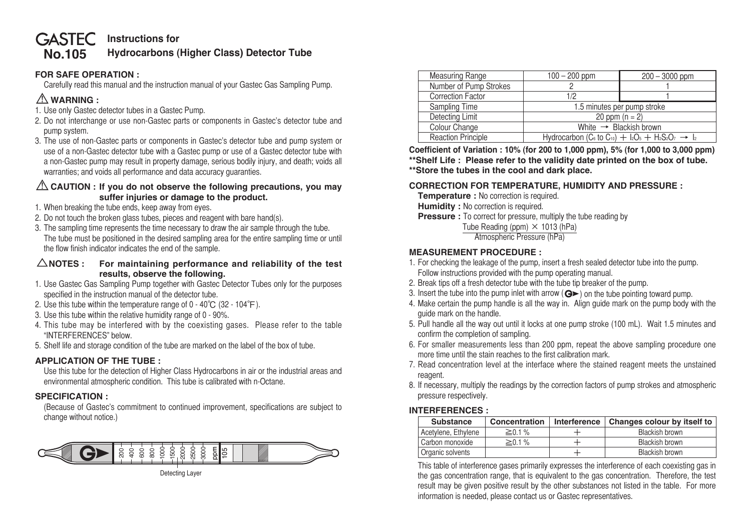# GASTEC No.105 Instructions for Hydrocarbons (Higher Class) Detector Tube

## FOR SAFE OPERATION :

Carefully read this manual and the instruction manual of your Gastec Gas Sampling Pump.

## ⚠ WARNING :

1. Use only Gastec detector tubes in a Gastec Pump.
2. Do not interchange or use non-Gastec parts or components in Gastec's detector tube and pump system.
3. The use of non-Gastec parts or components in Gastec's detector tube and pump system or use of a non-Gastec detector tube with a Gastec pump or use of a Gastec detector tube with a non-Gastec pump may result in property damage, serious bodily injury, and death; voids all warranties; and voids all performance and data accuracy guarantees.

## ⚠ CAUTION : If you do not observe the following precautions, you may suffer injuries or damage to the product.

1. When breaking the tube ends, keep away from eyes.
2. Do not touch the broken glass tubes, pieces and reagent with bare hand(s).
3. The sampling time represents the time necessary to draw the air sample through the tube. The tube must be positioned in the desired sampling area for the entire sampling time or until the flow finish indicator indicates the end of the sample.

## △NOTES : For maintaining performance and reliability of the test results, observe the following.

1. Use Gastec Gas Sampling Pump together with Gastec Detector Tubes only for the purposes specified in the instruction manual of the detector tube.
2. Use this tube within the temperature range of 0 - 40℃ (32 - 104°F).
3. Use this tube within the relative humidity range of 0 - 90%.
4. This tube may be interfered with by the coexisting gases. Please refer to the table "INTERFERENCES" below.
5. Shelf life and storage condition of the tube are marked on the label of the box of tube.

## APPLICATION OF THE TUBE :

Use this tube for the detection of Higher Class Hydrocarbons in air or the industrial areas and environmental atmospheric condition. This tube is calibrated with n-Octane.

## SPECIFICATION :

(Because of Gastec's commitment to continued improvement, specifications are subject to change without notice.)

Tube scale: 200 – 400 – 600 – 800 – 1000 – 1500 – 2000 – 2500 – 3000 ppm, 105

Detecting Layer

| Measuring Range | 100 – 200 ppm | 200 – 3000 ppm |
|---|---|---|
| Number of Pump Strokes | 2 | 1 |
| Correction Factor | 1/2 | 1 |
| Sampling Time | 1.5 minutes per pump stroke | |
| Detecting Limit | 20 ppm (n = 2) | |
| Colour Change | White → Blackish brown | |
| Reaction Principle | Hydrocarbon ($C_6$ to $C_{10}$) + $I_2O_5$ + $H_2S_2O_7$ → $I_2$ | |

**Coefficient of Variation : 10% (for 200 to 1,000 ppm), 5% (for 1,000 to 3,000 ppm)**
****Shelf Life : Please refer to the validity date printed on the box of tube.**
****Store the tubes in the cool and dark place.**

## CORRECTION FOR TEMPERATURE, HUMIDITY AND PRESSURE :

**Temperature :** No correction is required.
**Humidity :** No correction is required.
**Pressure :** To correct for pressure, multiply the tube reading by

$$\frac{\text{Tube Reading (ppm)} \times 1013 \text{ (hPa)}}{\text{Atmospheric Pressure (hPa)}}$$

## MEASUREMENT PROCEDURE :

1. For checking the leakage of the pump, insert a fresh sealed detector tube into the pump. Follow instructions provided with the pump operating manual.
2. Break tips off a fresh detector tube with the tube tip breaker of the pump.
3. Insert the tube into the pump inlet with arrow (G►) on the tube pointing toward pump.
4. Make certain the pump handle is all the way in. Align guide mark on the pump body with the guide mark on the handle.
5. Pull handle all the way out until it locks at one pump stroke (100 mL). Wait 1.5 minutes and confirm the completion of sampling.
6. For smaller measurements less than 200 ppm, repeat the above sampling procedure one more time until the stain reaches to the first calibration mark.
7. Read concentration level at the interface where the stained reagent meets the unstained reagent.
8. If necessary, multiply the readings by the correction factors of pump strokes and atmospheric pressure respectively.

## INTERFERENCES :

| Substance | Concentration | Interference | Changes colour by itself to |
|---|---|---|---|
| Acetylene, Ethylene | ≧0.1 % | + | Blackish brown |
| Carbon monoxide | ≧0.1 % | + | Blackish brown |
| Organic solvents | | + | Blackish brown |

This table of interference gases primarily expresses the interference of each coexisting gas in the gas concentration range, that is equivalent to the gas concentration. Therefore, the test result may be given positive result by the other substances not listed in the table. For more information is needed, please contact us or Gastec representatives.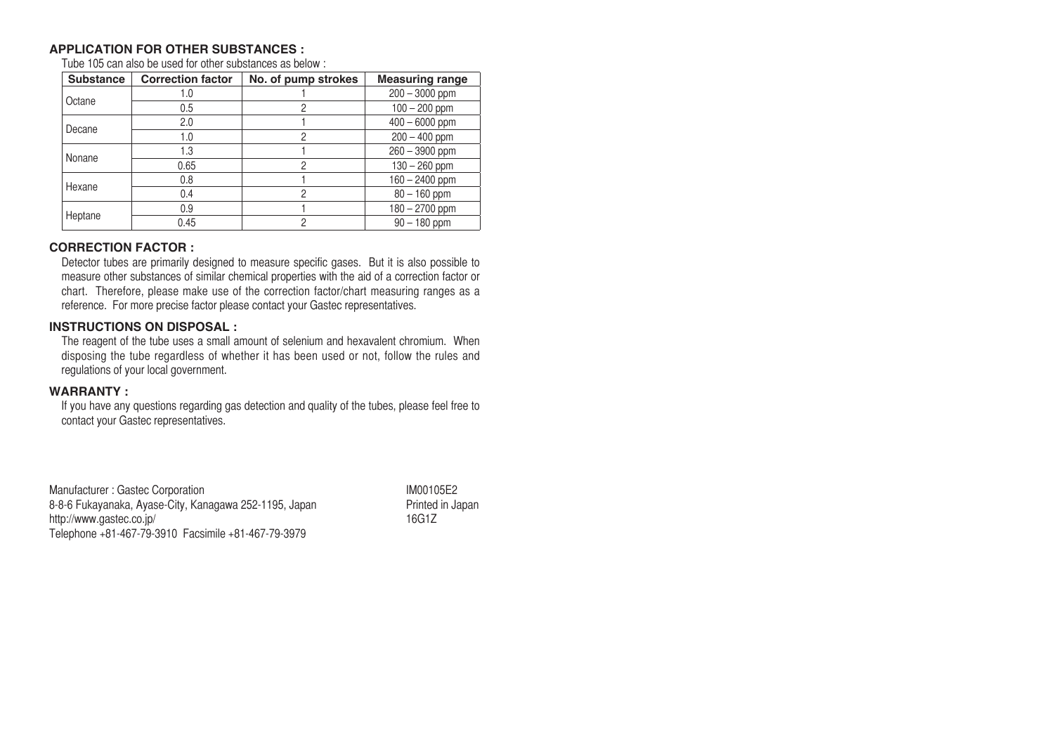### APPLICATION FOR OTHER SUBSTANCES :

Tube 105 can also be used for other substances as below :

| Substance | Correction factor | No. of pump strokes | Measuring range |
|---|---|---|---|
| Octane | 1.0 | 1 | 200 – 3000 ppm |
| | 0.5 | 2 | 100 – 200 ppm |
| Decane | 2.0 | 1 | 400 – 6000 ppm |
| | 1.0 | 2 | 200 – 400 ppm |
| Nonane | 1.3 | 1 | 260 – 3900 ppm |
| | 0.65 | 2 | 130 – 260 ppm |
| Hexane | 0.8 | 1 | 160 – 2400 ppm |
| | 0.4 | 2 | 80 – 160 ppm |
| Heptane | 0.9 | 1 | 180 – 2700 ppm |
| | 0.45 | 2 | 90 – 180 ppm |

### CORRECTION FACTOR :

Detector tubes are primarily designed to measure specific gases. But it is also possible to measure other substances of similar chemical properties with the aid of a correction factor or chart. Therefore, please make use of the correction factor/chart measuring ranges as a reference. For more precise factor please contact your Gastec representatives.

### INSTRUCTIONS ON DISPOSAL :

The reagent of the tube uses a small amount of selenium and hexavalent chromium. When disposing the tube regardless of whether it has been used or not, follow the rules and regulations of your local government.

### WARRANTY :

If you have any questions regarding gas detection and quality of the tubes, please feel free to contact your Gastec representatives.

Manufacturer : Gastec Corporation
8-8-6 Fukayanaka, Ayase-City, Kanagawa 252-1195, Japan
http://www.gastec.co.jp/
Telephone +81-467-79-3910 Facsimile +81-467-79-3979

IM00105E2
Printed in Japan
16G1Z